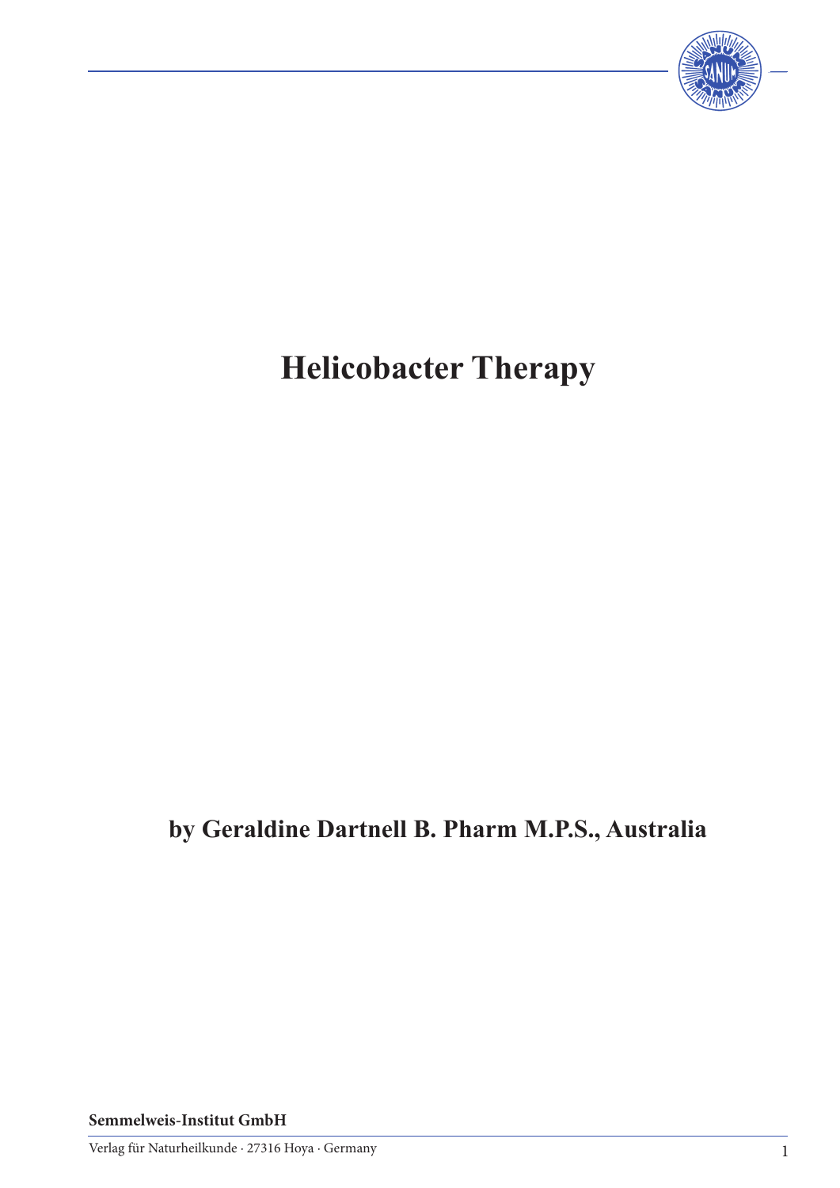# Helicobacter Therapy

**by Geraldine Dartnell B. Pharm M.P.S., Australia**

**Semmelweis-Institut GmbH**

Verlag für Naturheilkunde · 27316 Hoya · Germany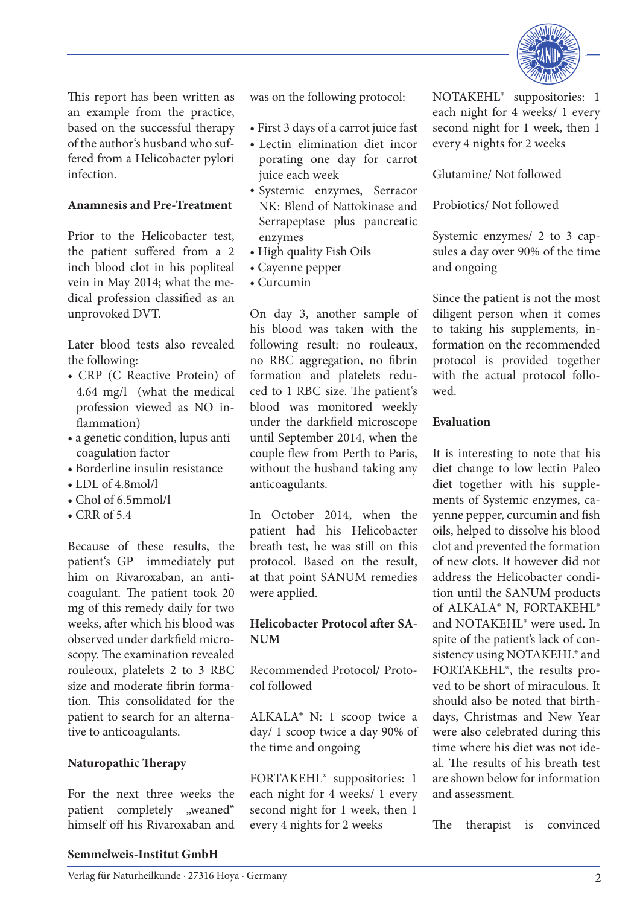This report has been written as an example from the practice, based on the successful therapy of the author‘s husband who suffered from a Helicobacter pylori infection.

**Anamnesis and Pre-Treatment**

Prior to the Helicobacter test, the patient suffered from a 2 inch blood clot in his popliteal vein in May 2014; what the medical profession classified as an unprovoked DVT.

Later blood tests also revealed the following:

- CRP (C Reactive Protein) of 4.64 mg/l (what the medical profession viewed as NO inflammation)
- a genetic condition, lupus anti coagulation factor
- Borderline insulin resistance
- LDL of 4.8mol/l
- Chol of 6.5mmol/l
- CRR of 5.4

Because of these results, the patient‘s GP immediately put him on Rivaroxaban, an anticoagulant. The patient took 20 mg of this remedy daily for two weeks, after which his blood was observed under darkfield microscopy. The examination revealed rouleoux, platelets 2 to 3 RBC size and moderate fibrin formation. This consolidated for the patient to search for an alternative to anticoagulants.

**Naturopathic Therapy**

For the next three weeks the patient completely „weaned“ himself off his Rivaroxaban and was on the following protocol:

- First 3 days of a carrot juice fast
- Lectin elimination diet incorporating one day for carrot juice each week
- Systemic enzymes, Serracor NK: Blend of Nattokinase and Serrapeptase plus pancreatic enzymes
- High quality Fish Oils
- Cayenne pepper
- Curcumin

On day 3, another sample of his blood was taken with the following result: no rouleaux, no RBC aggregation, no fibrin formation and platelets reduced to 1 RBC size. The patient‘s blood was monitored weekly under the darkfield microscope until September 2014, when the couple flew from Perth to Paris, without the husband taking any anticoagulants.

In October 2014, when the patient had his Helicobacter breath test, he was still on this protocol. Based on the result, at that point SANUM remedies were applied.

**Helicobacter Protocol after SANUM**

Recommended Protocol/ Protocol followed

ALKALA® N: 1 scoop twice a day/ 1 scoop twice a day 90% of the time and ongoing

FORTAKEHL® suppositories: 1 each night for 4 weeks/ 1 every second night for 1 week, then 1 every 4 nights for 2 weeks

NOTAKEHL® suppositories: 1 each night for 4 weeks/ 1 every second night for 1 week, then 1 every 4 nights for 2 weeks

Glutamine/ Not followed

Probiotics/ Not followed

Systemic enzymes/ 2 to 3 capsules a day over 90% of the time and ongoing

Since the patient is not the most diligent person when it comes to taking his supplements, information on the recommended protocol is provided together with the actual protocol followed.

**Evaluation**

It is interesting to note that his diet change to low lectin Paleo diet together with his supplements of Systemic enzymes, cayenne pepper, curcumin and fish oils, helped to dissolve his blood clot and prevented the formation of new clots. It however did not address the Helicobacter condition until the SANUM products of ALKALA® N, FORTAKEHL® and NOTAKEHL® were used. In spite of the patient's lack of consistency using NOTAKEHL® and FORTAKEHL®, the results proved to be short of miraculous. It should also be noted that birthdays, Christmas and New Year were also celebrated during this time where his diet was not ideal. The results of his breath test are shown below for information and assessment.

The therapist is convinced

**Semmelweis-Institut GmbH**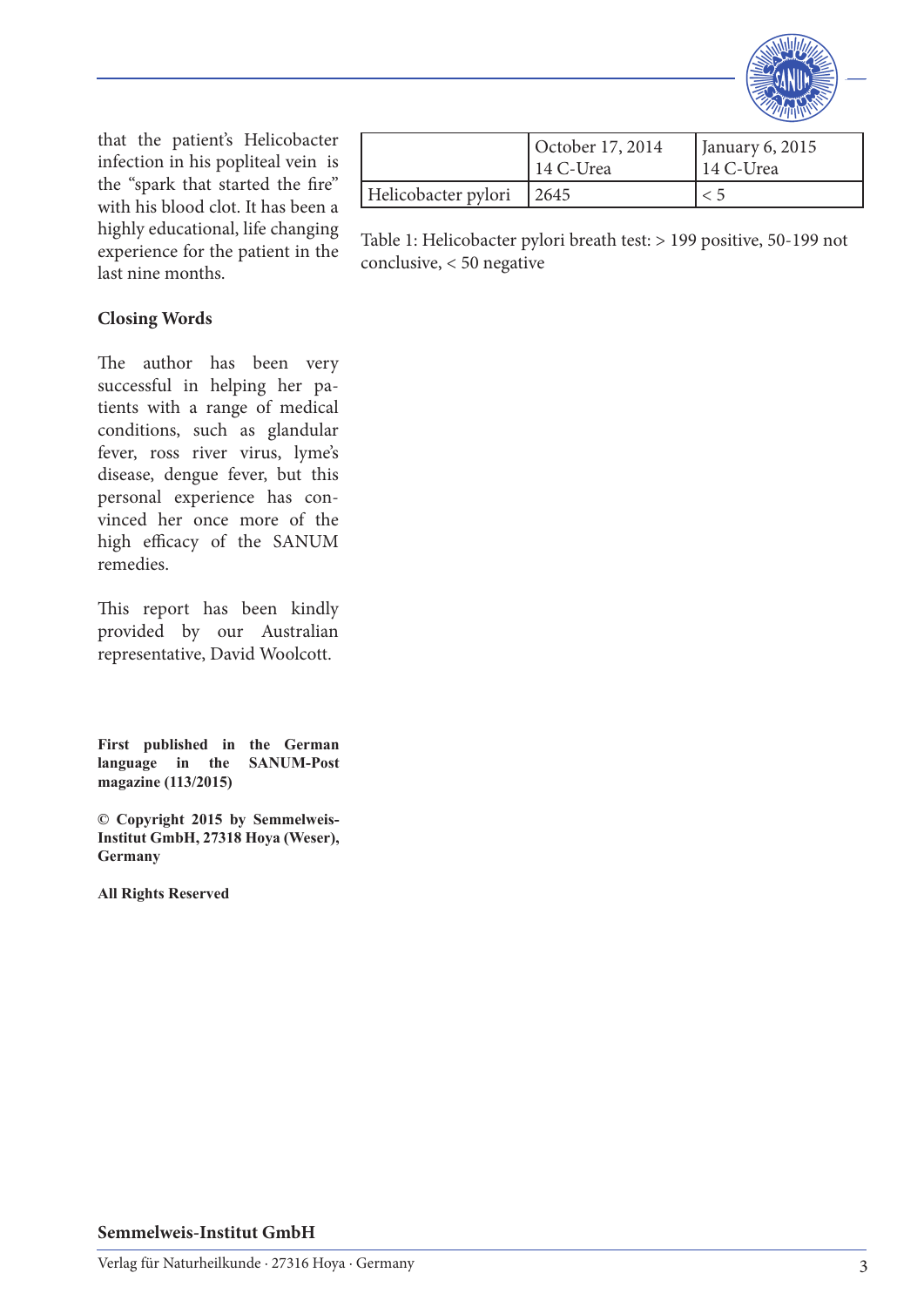that the patient's Helicobacter infection in his popliteal vein is the "spark that started the fire" with his blood clot. It has been a highly educational, life changing experience for the patient in the last nine months.

## Closing Words

The author has been very successful in helping her patients with a range of medical conditions, such as glandular fever, ross river virus, lyme's disease, dengue fever, but this personal experience has convinced her once more of the high efficacy of the SANUM remedies.

This report has been kindly provided by our Australian representative, David Woolcott.

**First published in the German language in the SANUM-Post magazine (113/2015)**

**© Copyright 2015 by Semmelweis-Institut GmbH, 27318 Hoya (Weser), Germany**

**All Rights Reserved**

| | October 17, 2014 14 C-Urea | January 6, 2015 14 C-Urea |
|---|---|---|
| Helicobacter pylori | 2645 | < 5 |

Table 1: Helicobacter pylori breath test: > 199 positive, 50-199 not conclusive, < 50 negative